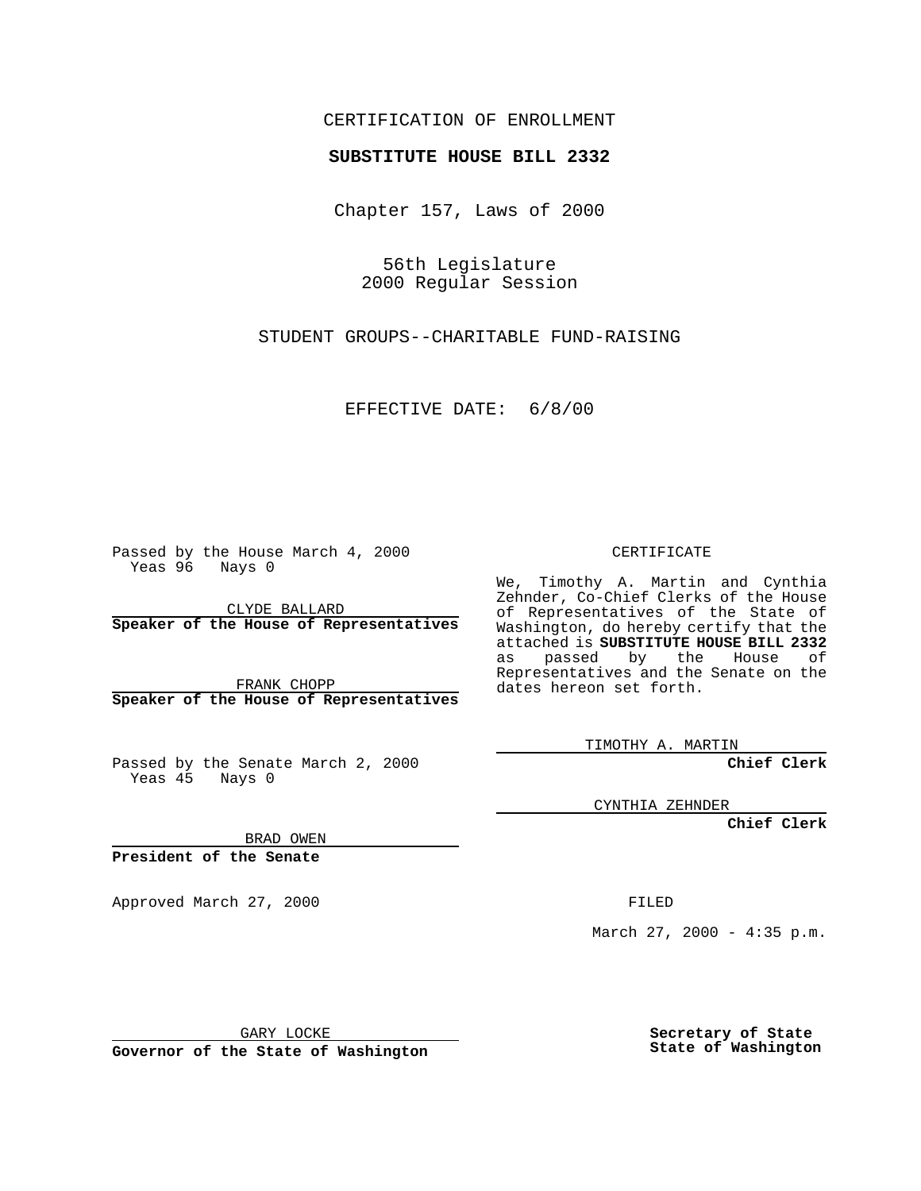CERTIFICATION OF ENROLLMENT

**SUBSTITUTE HOUSE BILL 2332**

Chapter 157, Laws of 2000

56th Legislature
2000 Regular Session

STUDENT GROUPS--CHARITABLE FUND-RAISING

EFFECTIVE DATE: 6/8/00

Passed by the House March 4, 2000
Yeas 96 Nays 0

CLYDE BALLARD
**Speaker of the House of Representatives**

FRANK CHOPP
**Speaker of the House of Representatives**

Passed by the Senate March 2, 2000
Yeas 45 Nays 0

BRAD OWEN
**President of the Senate**

Approved March 27, 2000

GARY LOCKE
**Governor of the State of Washington**

CERTIFICATE

We, Timothy A. Martin and Cynthia Zehnder, Co-Chief Clerks of the House of Representatives of the State of Washington, do hereby certify that the attached is **SUBSTITUTE HOUSE BILL 2332** as passed by the House of Representatives and the Senate on the dates hereon set forth.

TIMOTHY A. MARTIN
**Chief Clerk**

CYNTHIA ZEHNDER
**Chief Clerk**

FILED

March 27, 2000 - 4:35 p.m.

**Secretary of State**
**State of Washington**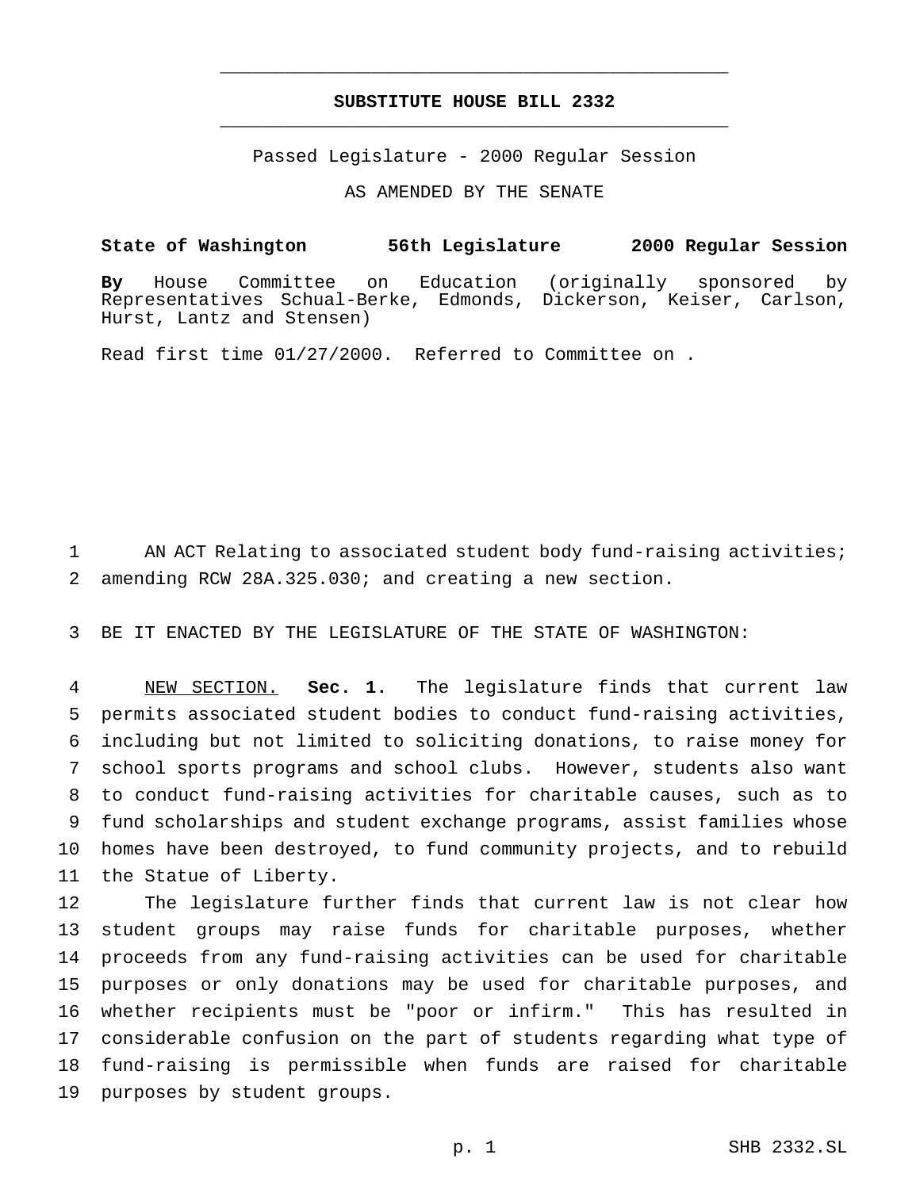# SUBSTITUTE HOUSE BILL 2332

Passed Legislature - 2000 Regular Session

AS AMENDED BY THE SENATE

**State of Washington 56th Legislature 2000 Regular Session**

**By** House Committee on Education (originally sponsored by Representatives Schual-Berke, Edmonds, Dickerson, Keiser, Carlson, Hurst, Lantz and Stensen)

Read first time 01/27/2000. Referred to Committee on .

1 AN ACT Relating to associated student body fund-raising activities;
2 amending RCW 28A.325.030; and creating a new section.

3 BE IT ENACTED BY THE LEGISLATURE OF THE STATE OF WASHINGTON:

4 NEW SECTION. **Sec. 1.** The legislature finds that current law
5 permits associated student bodies to conduct fund-raising activities,
6 including but not limited to soliciting donations, to raise money for
7 school sports programs and school clubs. However, students also want
8 to conduct fund-raising activities for charitable causes, such as to
9 fund scholarships and student exchange programs, assist families whose
10 homes have been destroyed, to fund community projects, and to rebuild
11 the Statue of Liberty.

12 The legislature further finds that current law is not clear how
13 student groups may raise funds for charitable purposes, whether
14 proceeds from any fund-raising activities can be used for charitable
15 purposes or only donations may be used for charitable purposes, and
16 whether recipients must be "poor or infirm." This has resulted in
17 considerable confusion on the part of students regarding what type of
18 fund-raising is permissible when funds are raised for charitable
19 purposes by student groups.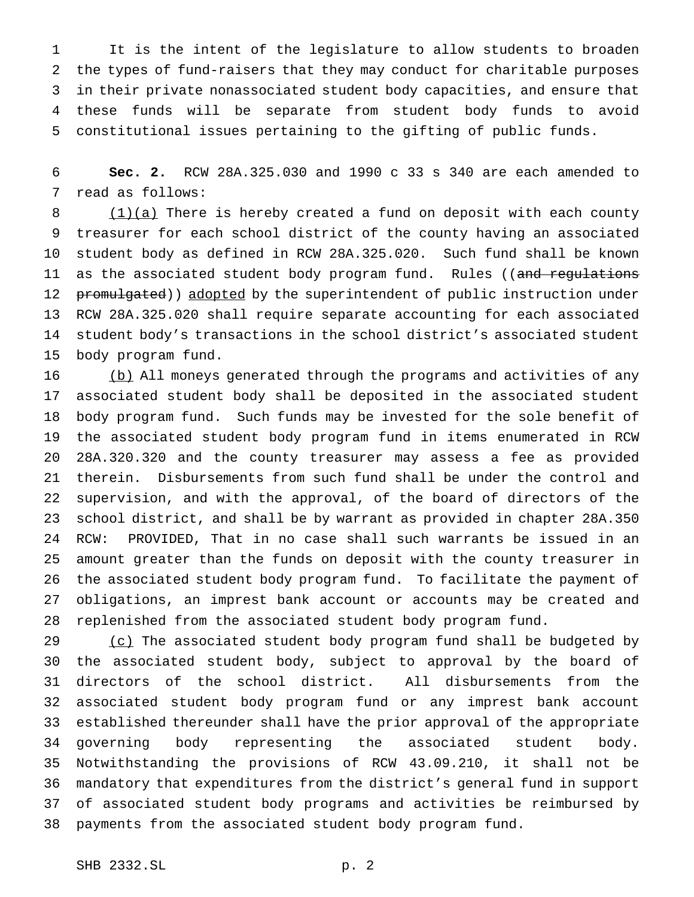It is the intent of the legislature to allow students to broaden the types of fund-raisers that they may conduct for charitable purposes in their private nonassociated student body capacities, and ensure that these funds will be separate from student body funds to avoid constitutional issues pertaining to the gifting of public funds.

**Sec. 2.** RCW 28A.325.030 and 1990 c 33 s 340 are each amended to read as follows:

(1)(a) There is hereby created a fund on deposit with each county treasurer for each school district of the county having an associated student body as defined in RCW 28A.325.020. Such fund shall be known as the associated student body program fund. Rules ((~~and regulations promulgated~~)) adopted by the superintendent of public instruction under RCW 28A.325.020 shall require separate accounting for each associated student body's transactions in the school district's associated student body program fund.

(b) All moneys generated through the programs and activities of any associated student body shall be deposited in the associated student body program fund. Such funds may be invested for the sole benefit of the associated student body program fund in items enumerated in RCW 28A.320.320 and the county treasurer may assess a fee as provided therein. Disbursements from such fund shall be under the control and supervision, and with the approval, of the board of directors of the school district, and shall be by warrant as provided in chapter 28A.350 RCW: PROVIDED, That in no case shall such warrants be issued in an amount greater than the funds on deposit with the county treasurer in the associated student body program fund. To facilitate the payment of obligations, an imprest bank account or accounts may be created and replenished from the associated student body program fund.

(c) The associated student body program fund shall be budgeted by the associated student body, subject to approval by the board of directors of the school district. All disbursements from the associated student body program fund or any imprest bank account established thereunder shall have the prior approval of the appropriate governing body representing the associated student body. Notwithstanding the provisions of RCW 43.09.210, it shall not be mandatory that expenditures from the district's general fund in support of associated student body programs and activities be reimbursed by payments from the associated student body program fund.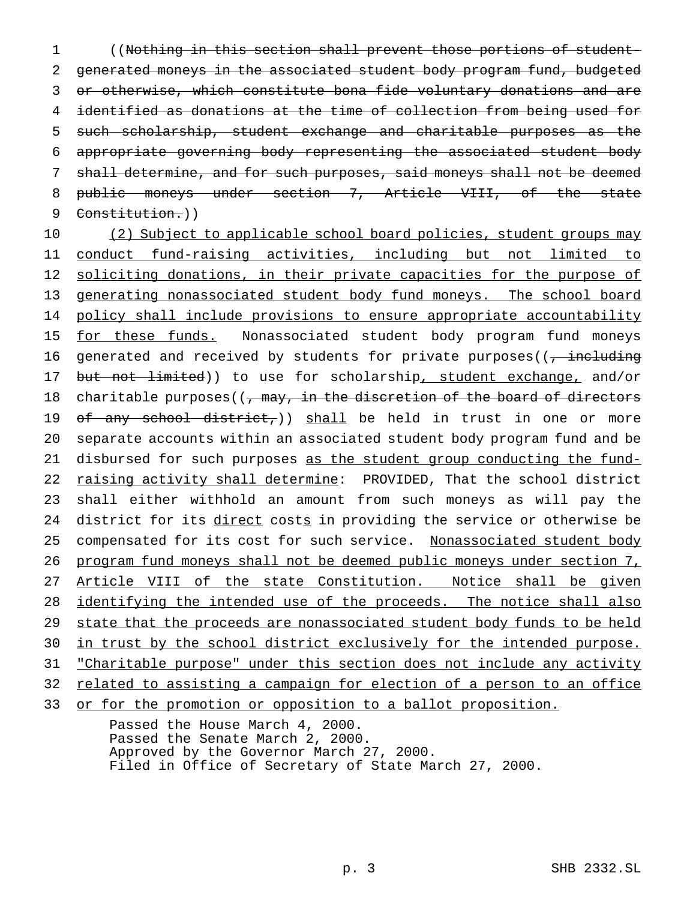((~~Nothing in this section shall prevent those portions of student-generated moneys in the associated student body program fund, budgeted or otherwise, which constitute bona fide voluntary donations and are identified as donations at the time of collection from being used for such scholarship, student exchange and charitable purposes as the appropriate governing body representing the associated student body shall determine, and for such purposes, said moneys shall not be deemed public moneys under section 7, Article VIII, of the state Constitution.~~))

<u>(2) Subject to applicable school board policies, student groups may conduct fund-raising activities, including but not limited to soliciting donations, in their private capacities for the purpose of generating nonassociated student body fund moneys. The school board policy shall include provisions to ensure appropriate accountability for these funds.</u> Nonassociated student body program fund moneys generated and received by students for private purposes((~~, including but not limited~~)) to use for scholarship<u>, student exchange,</u> and/or charitable purposes((~~, may, in the discretion of the board of directors of any school district,~~)) <u>shall</u> be held in trust in one or more separate accounts within an associated student body program fund and be disbursed for such purposes <u>as the student group conducting the fund-raising activity shall determine</u>: PROVIDED, That the school district shall either withhold an amount from such moneys as will pay the district for its <u>direct</u> cost<u>s</u> in providing the service or otherwise be compensated for its cost for such service. <u>Nonassociated student body program fund moneys shall not be deemed public moneys under section 7, Article VIII of the state Constitution. Notice shall be given identifying the intended use of the proceeds. The notice shall also state that the proceeds are nonassociated student body funds to be held in trust by the school district exclusively for the intended purpose. "Charitable purpose" under this section does not include any activity related to assisting a campaign for election of a person to an office or for the promotion or opposition to a ballot proposition.</u>

Passed the House March 4, 2000.
Passed the Senate March 2, 2000.
Approved by the Governor March 27, 2000.
Filed in Office of Secretary of State March 27, 2000.